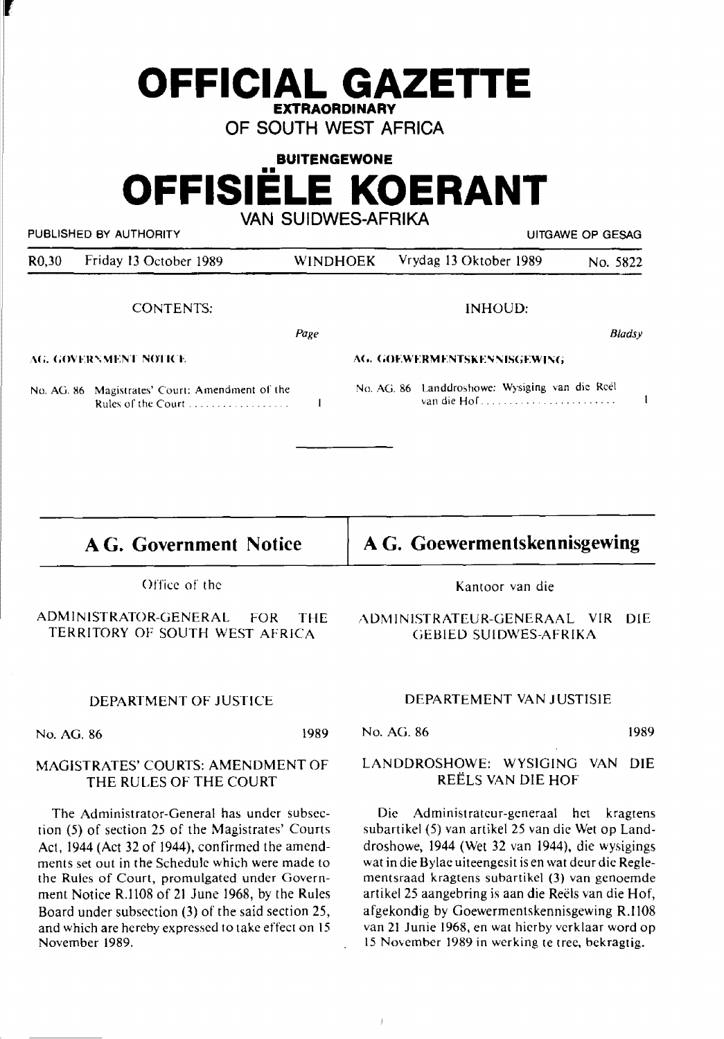# OFFICIAL GAZETTE

**EXTRAORDINARY**

OF SOUTH WEST AFRICA

**BUITENGEWONE**

# OFFISIËLE KOERANT

VAN SUIDWES-AFRIKA

PUBLISHED BY AUTHORITY — UITGAWE OP GESAG

| R0,30 | Friday 13 October 1989 | WINDHOEK | Vrydag 13 Oktober 1989 | No. 5822 |
|---|---|---|---|---|

CONTENTS: *Page*

**AG. GOVERNMENT NOTICE**

No. AG. 86 Magistrates' Court: Amendment of the Rules of the Court .................. 1

INHOUD: *Bladsy*

**AG. GOEWERMENTSKENNISGEWING**

No. AG. 86 Landdroshowe: Wysiging van die Reël van die Hof........................ 1

## A G. Government Notice

Office of the

ADMINISTRATOR-GENERAL FOR THE TERRITORY OF SOUTH WEST AFRICA

DEPARTMENT OF JUSTICE

No. AG. 86 1989

MAGISTRATES' COURTS: AMENDMENT OF THE RULES OF THE COURT

The Administrator-General has under subsection (5) of section 25 of the Magistrates' Courts Act, 1944 (Act 32 of 1944), confirmed the amendments set out in the Schedule which were made to the Rules of Court, promulgated under Government Notice R.1108 of 21 June 1968, by the Rules Board under subsection (3) of the said section 25, and which are hereby expressed to take effect on 15 November 1989.

## A G. Goewermentskennisgewing

Kantoor van die

ADMINISTRATEUR-GENERAAL VIR DIE GEBIED SUIDWES-AFRIKA

DEPARTEMENT VAN JUSTISIE

No. AG. 86 1989

LANDDROSHOWE: WYSIGING VAN DIE REËLS VAN DIE HOF

Die Administrateur-generaal het kragtens subartikel (5) van artikel 25 van die Wet op Landdroshowe, 1944 (Wet 32 van 1944), die wysigings wat in die Bylae uiteengesit is en wat deur die Reglementsraad kragtens subartikel (3) van genoemde artikel 25 aangebring is aan die Reëls van die Hof, afgekondig by Goewermentskennisgewing R.1108 van 21 Junie 1968, en wat hierby verklaar word op 15 November 1989 in werking te tree, bekragtig.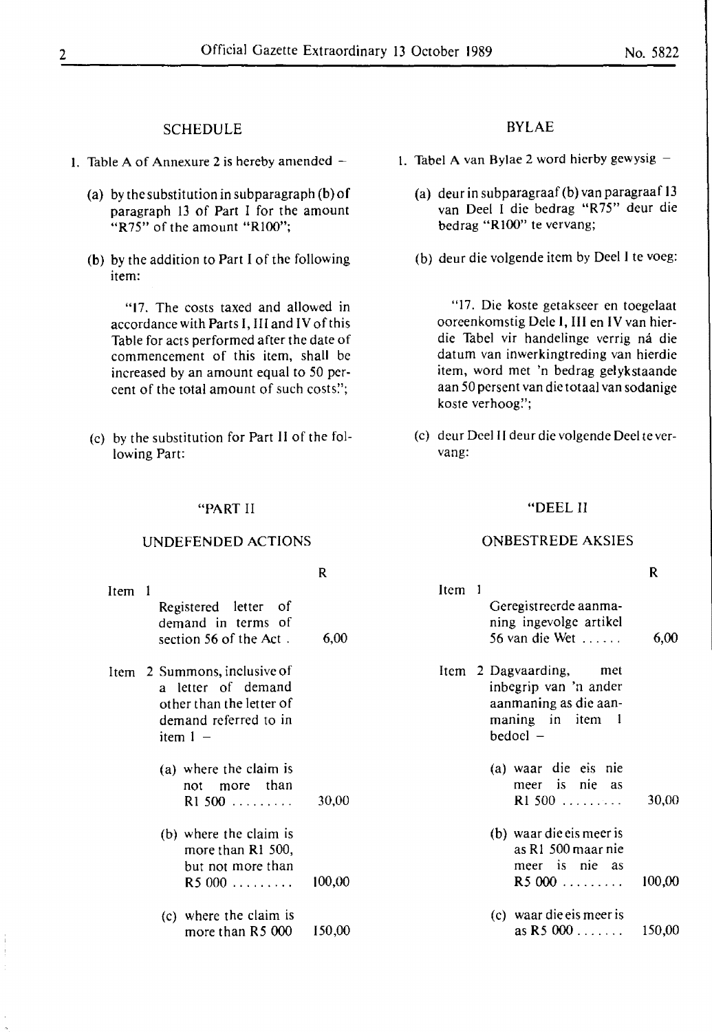## SCHEDULE

1. Table A of Annexure 2 is hereby amended –

   (a) by the substitution in subparagraph (b) of paragraph 13 of Part I for the amount "R75" of the amount "R100";

   (b) by the addition to Part I of the following item:

   > "17. The costs taxed and allowed in accordance with Parts I, III and IV of this Table for acts performed after the date of commencement of this item, shall be increased by an amount equal to 50 percent of the total amount of such costs.";

   (c) by the substitution for Part II of the following Part:

### "PART II

### UNDEFENDED ACTIONS

| | | R |
|---|---|---|
| Item 1 | Registered letter of demand in terms of section 56 of the Act . | 6,00 |
| Item 2 | Summons, inclusive of a letter of demand other than the letter of demand referred to in item 1 – | |
| | (a) where the claim is not more than R1 500 ......... | 30,00 |
| | (b) where the claim is more than R1 500, but not more than R5 000 ......... | 100,00 |
| | (c) where the claim is more than R5 000 | 150,00 |

## BYLAE

1. Tabel A van Bylae 2 word hierby gewysig –

   (a) deur in subparagraaf (b) van paragraaf 13 van Deel I die bedrag "R75" deur die bedrag "R100" te vervang;

   (b) deur die volgende item by Deel I te voeg:

   > "17. Die koste getakseer en toegelaat ooreenkomstig Dele I, III en IV van hierdie Tabel vir handelinge verrig ná die datum van inwerkingtreding van hierdie item, word met 'n bedrag gelykstaande aan 50 persent van die totaal van sodanige koste verhoog.";

   (c) deur Deel II deur die volgende Deel te vervang:

### "DEEL II

### ONBESTREDE AKSIES

| | | R |
|---|---|---|
| Item 1 | Geregistreerde aanmaning ingevolge artikel 56 van die Wet ...... | 6,00 |
| Item 2 | Dagvaarding, met inbegrip van 'n ander aanmaning as die aanmaning in item 1 bedoel – | |
| | (a) waar die eis nie meer is nie as R1 500 ......... | 30,00 |
| | (b) waar die eis meer is as R1 500 maar nie meer is nie as R5 000 ......... | 100,00 |
| | (c) waar die eis meer is as R5 000 ....... | 150,00 |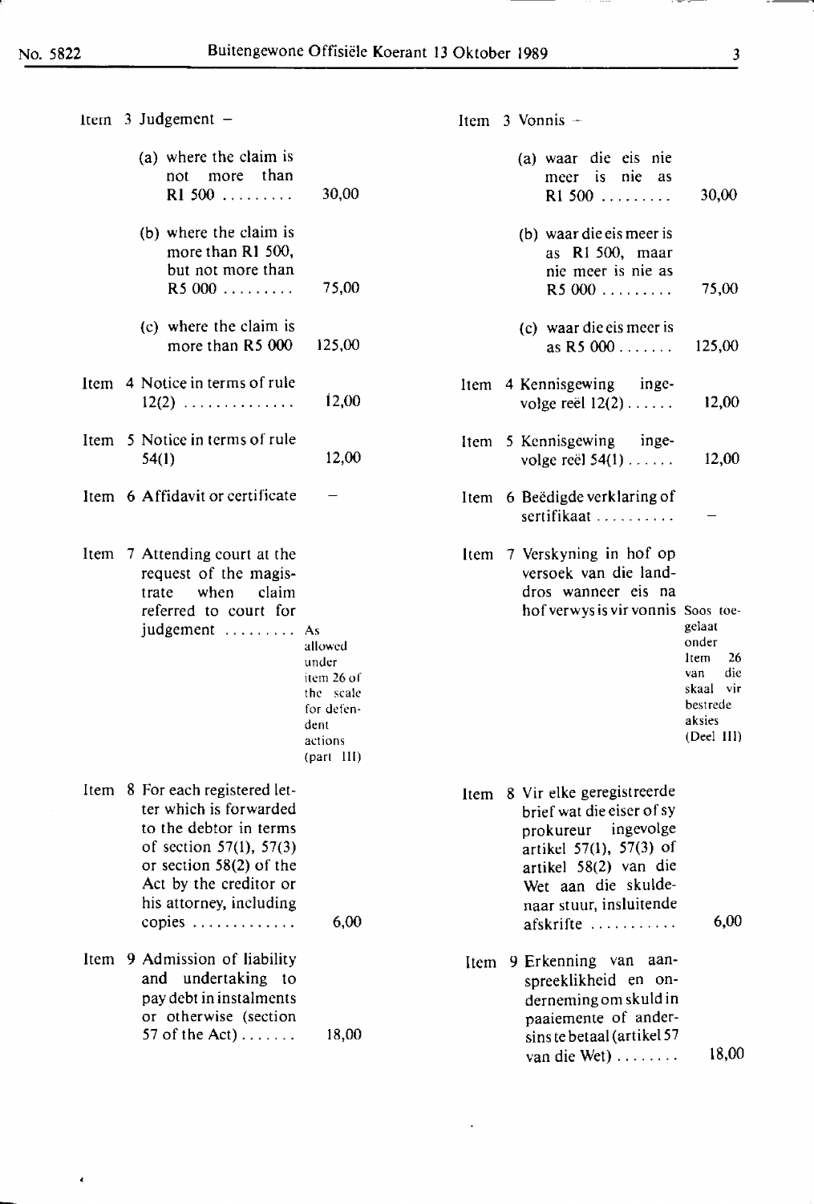| Item | English | Amount | Item | Afrikaans | Bedrag |
|---|---|---|---|---|---|
| Item 3 | Judgement – | | Item 3 | Vonnis – | |
| | (a) where the claim is not more than R1 500 ......... | 30,00 | | (a) waar die eis nie meer is nie as R1 500 ......... | 30,00 |
| | (b) where the claim is more than R1 500, but not more than R5 000 ......... | 75,00 | | (b) waar die eis meer is as R1 500, maar nie meer is nie as R5 000 ......... | 75,00 |
| | (c) where the claim is more than R5 000 | 125,00 | | (c) waar die eis meer is as R5 000 ....... | 125,00 |
| Item 4 | Notice in terms of rule 12(2) .............. | 12,00 | Item 4 | Kennisgewing ingevolge reël 12(2) ...... | 12,00 |
| Item 5 | Notice in terms of rule 54(1) | 12,00 | Item 5 | Kennisgewing ingevolge reël 54(1) ...... | 12,00 |
| Item 6 | Affidavit or certificate | – | Item 6 | Beëdigde verklaring of sertifikaat .......... | – |
| Item 7 | Attending court at the request of the magistrate when claim referred to court for judgement ......... | As allowed under item 26 of the scale for defendent actions (part III) | Item 7 | Verskyning in hof op versoek van die landdros wanneer eis na hof verwys is vir vonnis | Soos toegelaat onder Item 26 van die skaal vir bestrede aksies (Deel III) |
| Item 8 | For each registered letter which is forwarded to the debtor in terms of section 57(1), 57(3) or section 58(2) of the Act by the creditor or his attorney, including copies ............. | 6,00 | Item 8 | Vir elke geregistreerde brief wat die eiser of sy prokureur ingevolge artikel 57(1), 57(3) of artikel 58(2) van die Wet aan die skuldenaar stuur, insluitende afskrifte ........... | 6,00 |
| Item 9 | Admission of liability and undertaking to pay debt in instalments or otherwise (section 57 of the Act) ....... | 18,00 | Item 9 | Erkenning van aanspreeklikheid en onderneming om skuld in paaiemente of andersins te betaal (artikel 57 van die Wet) ........ | 18,00 |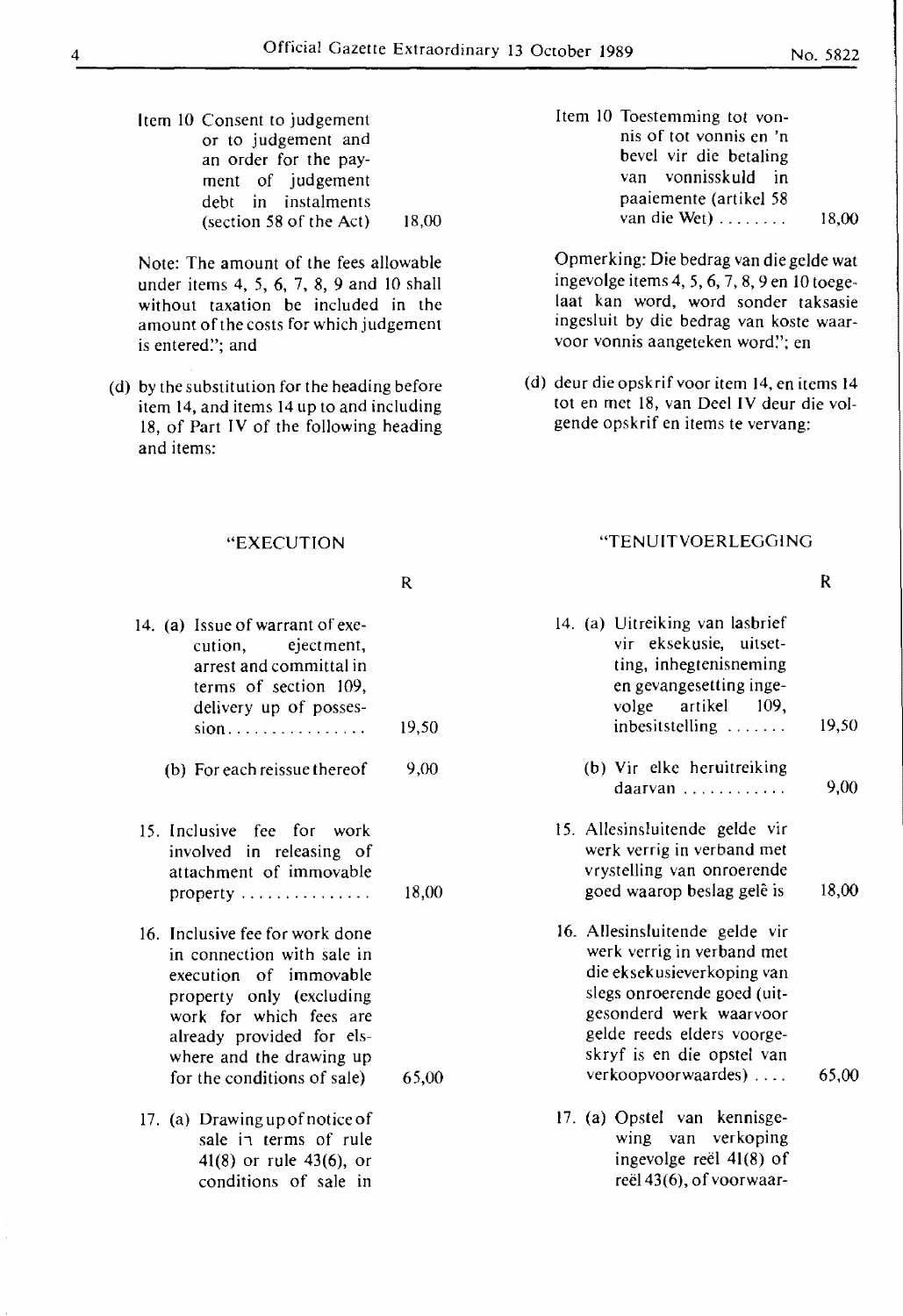| | |
|---|---|
| Item 10 Consent to judgement or to judgement and an order for the payment of judgement debt in instalments (section 58 of the Act) | 18,00 |

Note: The amount of the fees allowable under items 4, 5, 6, 7, 8, 9 and 10 shall without taxation be included in the amount of the costs for which judgement is entered."; and

(d) by the substitution for the heading before item 14, and items 14 up to and including 18, of Part IV of the following heading and items:

"EXECUTION

| | R |
|---|---|
| 14. (a) Issue of warrant of execution, ejectment, arrest and committal in terms of section 109, delivery up of possession................ | 19,50 |
| (b) For each reissue thereof | 9,00 |
| 15. Inclusive fee for work involved in releasing of attachment of immovable property ............... | 18,00 |
| 16. Inclusive fee for work done in connection with sale in execution of immovable property only (excluding work for which fees are already provided for elsewhere and the drawing up for the conditions of sale) | 65,00 |
| 17. (a) Drawing up of notice of sale in terms of rule 41(8) or rule 43(6), or conditions of sale in | |

| | |
|---|---|
| Item 10 Toestemming tot vonnis of tot vonnis en 'n bevel vir die betaling van vonnisskuld in paaiemente (artikel 58 van die Wet) ........ | 18,00 |

Opmerking: Die bedrag van die gelde wat ingevolge items 4, 5, 6, 7, 8, 9 en 10 toegelaat kan word, word sonder taksasie ingesluit by die bedrag van koste waarvoor vonnis aangeteken word."; en

(d) deur die opskrif voor item 14, en items 14 tot en met 18, van Deel IV deur die volgende opskrif en items te vervang:

"TENUITVOERLEGGING

| | R |
|---|---|
| 14. (a) Uitreiking van lasbrief vir eksekusie, uitsetting, inhegtenisneming en gevangesetting ingevolge artikel 109, inbesitstelling ....... | 19,50 |
| (b) Vir elke heruitreiking daarvan ............ | 9,00 |
| 15. Allesinsluitende gelde vir werk verrig in verband met vrystelling van onroerende goed waarop beslag gelê is | 18,00 |
| 16. Allesinsluitende gelde vir werk verrig in verband met die eksekusieverkoping van slegs onroerende goed (uitgesonderd werk waarvoor gelde reeds elders voorgeskryf is en die opstel van verkoopvoorwaardes) .... | 65,00 |
| 17. (a) Opstel van kennisgewing van verkoping ingevolge reël 41(8) of reël 43(6), of voorwaar- | |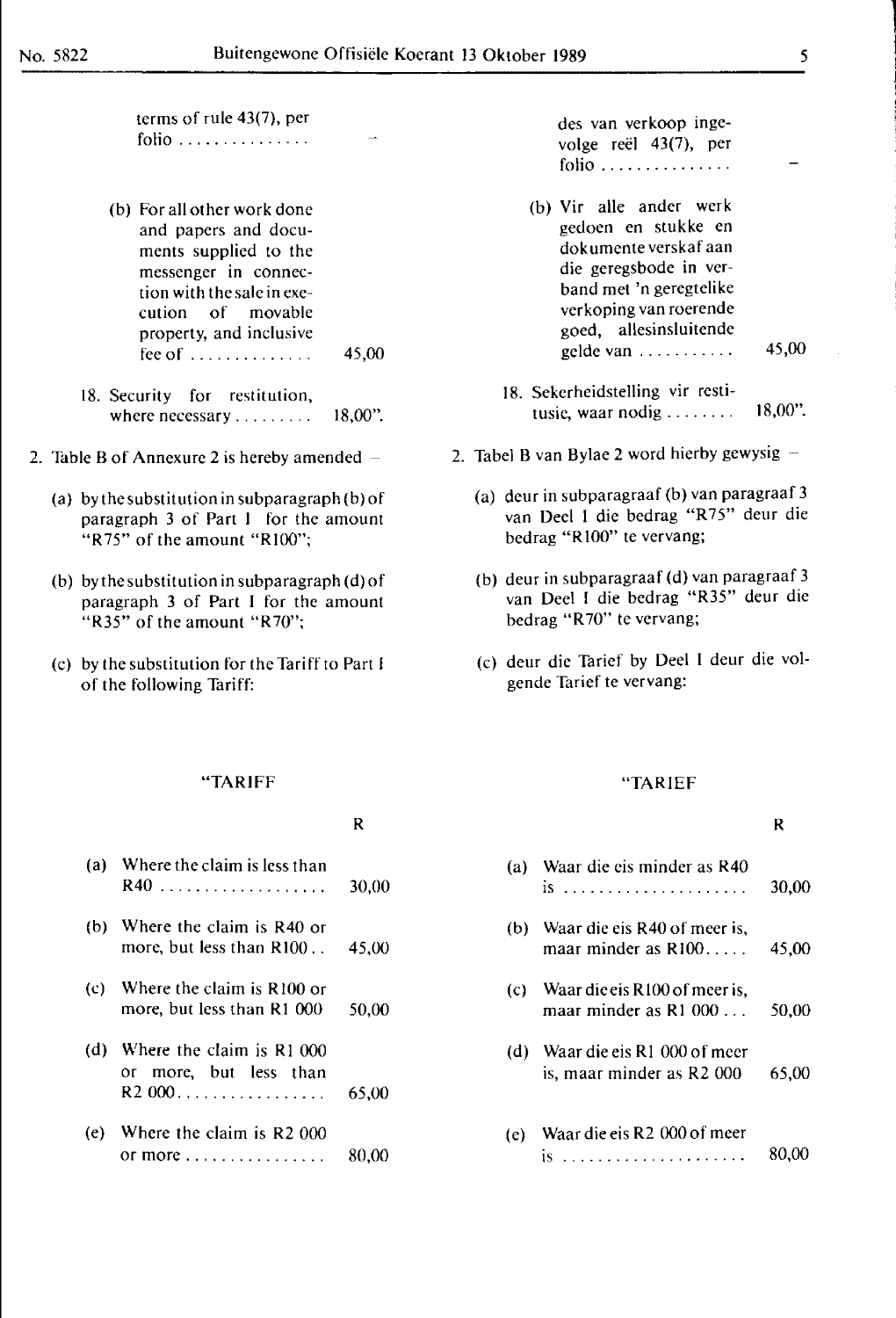terms of rule 43(7), per folio ............... –

(b) For all other work done and papers and documents supplied to the messenger in connection with the sale in execution of movable property, and inclusive fee of .............. 45,00

18. Security for restitution, where necessary ......... 18,00".

2. Table B of Annexure 2 is hereby amended –

(a) by the substitution in subparagraph (b) of paragraph 3 of Part I for the amount "R75" of the amount "R100";

(b) by the substitution in subparagraph (d) of paragraph 3 of Part I for the amount "R35" of the amount "R70";

(c) by the substitution for the Tariff to Part I of the following Tariff:

"TARIFF

| | | R |
|---|---|---|
| (a) | Where the claim is less than R40 .................. | 30,00 |
| (b) | Where the claim is R40 or more, but less than R100 .. | 45,00 |
| (c) | Where the claim is R100 or more, but less than R1 000 | 50,00 |
| (d) | Where the claim is R1 000 or more, but less than R2 000................. | 65,00 |
| (e) | Where the claim is R2 000 or more ................ | 80,00 |

des van verkoop ingevolge reël 43(7), per folio ............... –

(b) Vir alle ander werk gedoen en stukke en dokumente verskaf aan die geregsbode in verband met 'n geregtelike verkoping van roerende goed, allesinsluitende gelde van ........... 45,00

18. Sekerheidstelling vir restitusie, waar nodig ........ 18,00".

2. Tabel B van Bylae 2 word hierby gewysig –

(a) deur in subparagraaf (b) van paragraaf 3 van Deel I die bedrag "R75" deur die bedrag "R100" te vervang;

(b) deur in subparagraaf (d) van paragraaf 3 van Deel I die bedrag "R35" deur die bedrag "R70" te vervang;

(c) deur die Tarief by Deel I deur die volgende Tarief te vervang:

"TARIEF

| | | R |
|---|---|---|
| (a) | Waar die eis minder as R40 is ..................... | 30,00 |
| (b) | Waar die eis R40 of meer is, maar minder as R100..... | 45,00 |
| (c) | Waar die eis R100 of meer is, maar minder as R1 000 ... | 50,00 |
| (d) | Waar die eis R1 000 of meer is, maar minder as R2 000 | 65,00 |
| (e) | Waar die eis R2 000 of meer is ..................... | 80,00 |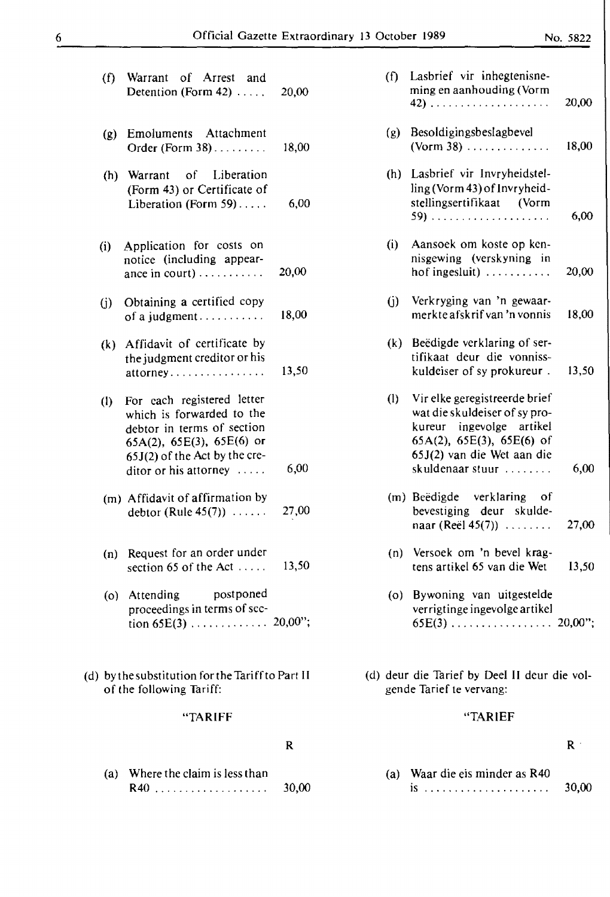(f) Warrant of Arrest and Detention (Form 42) ..... 20,00

(g) Emoluments Attachment Order (Form 38)......... 18,00

(h) Warrant of Liberation (Form 43) or Certificate of Liberation (Form 59)..... 6,00

(i) Application for costs on notice (including appearance in court) ........... 20,00

(j) Obtaining a certified copy of a judgment........... 18,00

(k) Affidavit of certificate by the judgment creditor or his attorney................ 13,50

(l) For each registered letter which is forwarded to the debtor in terms of section 65A(2), 65E(3), 65E(6) or 65J(2) of the Act by the creditor or his attorney ..... 6,00

(m) Affidavit of affirmation by debtor (Rule 45(7)) ...... 27,00

(n) Request for an order under section 65 of the Act ..... 13,50

(o) Attending postponed proceedings in terms of section 65E(3) ............. 20,00";

(d) by the substitution for the Tariff to Part II of the following Tariff:

"TARIFF

| | | R |
|---|---|---|
| (a) | Where the claim is less than R40 .................. | 30,00 |

(f) Lasbrief vir inhegtenisneming en aanhouding (Vorm 42) .................... 20,00

(g) Besoldigingsbeslagbevel (Vorm 38) .............. 18,00

(h) Lasbrief vir Invryheidstelling (Vorm 43) of Invryheidstellingsertifikaat (Vorm 59) .................... 6,00

(i) Aansoek om koste op kennisgewing (verskyning in hof ingesluit) ........... 20,00

(j) Verkryging van 'n gewaarmerkte afskrif van 'n vonnis 18,00

(k) Beëdigde verklaring of sertifikaat deur die vonnisskuldeiser of sy prokureur . 13,50

(l) Vir elke geregistreerde brief wat die skuldeiser of sy prokureur ingevolge artikel 65A(2), 65E(3), 65E(6) of 65J(2) van die Wet aan die skuldenaar stuur ........ 6,00

(m) Beëdigde verklaring of bevestiging deur skuldenaar (Reël 45(7)) ........ 27,00

(n) Versoek om 'n bevel kragtens artikel 65 van die Wet 13,50

(o) Bywoning van uitgestelde verrigtinge ingevolge artikel 65E(3) ................. 20,00";

(d) deur die Tarief by Deel II deur die volgende Tarief te vervang:

"TARIEF

| | | R |
|---|---|---|
| (a) | Waar die eis minder as R40 is ...................... | 30,00 |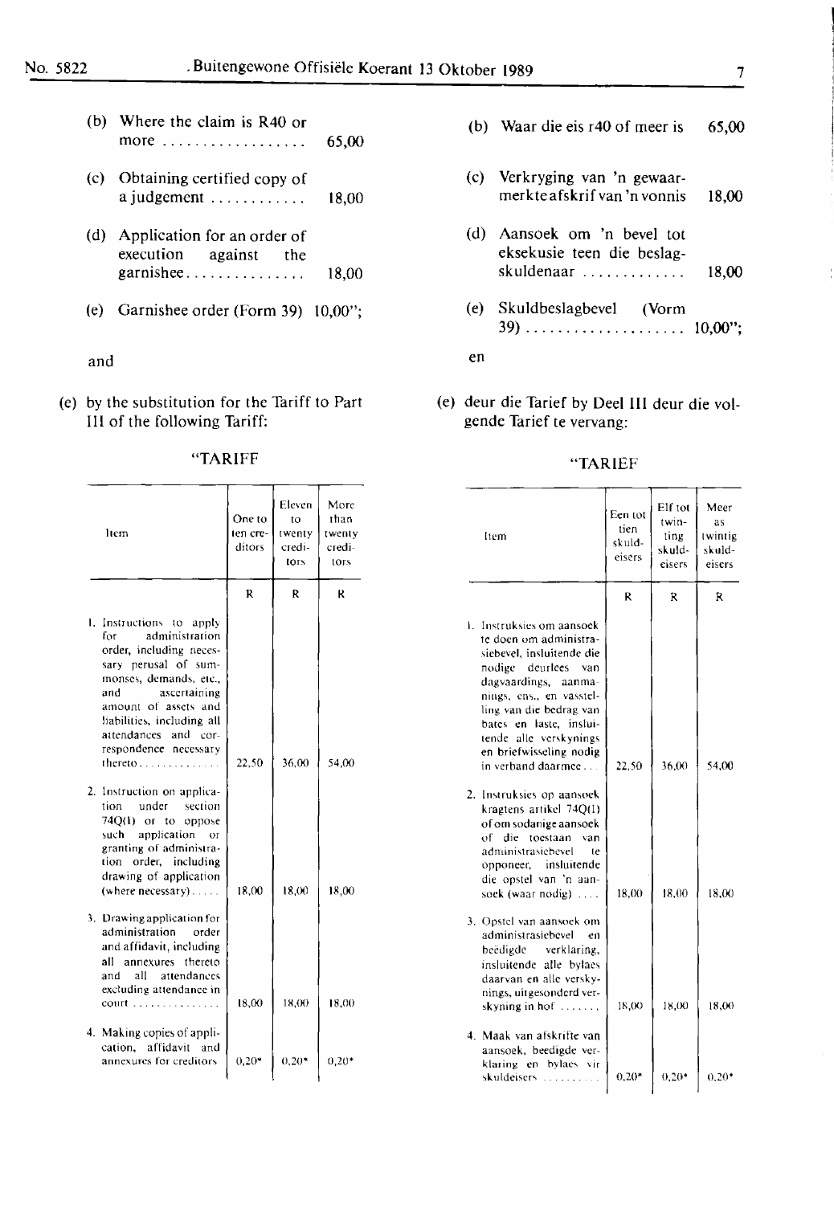(b) Where the claim is R40 or more .................. 65,00

(c) Obtaining certified copy of a judgement ............ 18,00

(d) Application for an order of execution against the garnishee............... 18,00

(e) Garnishee order (Form 39) 10,00";

and

(e) by the substitution for the Tariff to Part III of the following Tariff:

"TARIFF

| Item | One to ten creditors | Eleven to twenty creditors | More than twenty creditors |
|---|---|---|---|
| | R | R | R |
| 1. Instructions to apply for administration order, including necessary perusal of summonses, demands, etc., and ascertaining amount of assets and liabilities, including all attendances and correspondence necessary thereto............. | 22,50 | 36,00 | 54,00 |
| 2. Instruction on application under section 74Q(1) or to oppose such application or granting of administration order, including drawing of application (where necessary)..... | 18,00 | 18,00 | 18,00 |
| 3. Drawing application for administration order and affidavit, including all annexures thereto and all attendances excluding attendance in court ............... | 18,00 | 18,00 | 18,00 |
| 4. Making copies of application, affidavit and annexures for creditors | 0,20* | 0,20* | 0,20* |

(b) Waar die eis r40 of meer is 65,00

(c) Verkryging van 'n gewaarmerkte afskrif van 'n vonnis 18,00

(d) Aansoek om 'n bevel tot eksekusie teen die beslagskuldenaar ............. 18,00

(e) Skuldbeslagbevel (Vorm 39) .................... 10,00";

en

(e) deur die Tarief by Deel III deur die volgende Tarief te vervang:

"TARIEF

| Item | Een tot tien skuldeisers | Elf tot twintig skuldeisers | Meer as twintig skuldeisers |
|---|---|---|---|
| | R | R | R |
| 1. Instruksies om aansoek te doen om administrasiebevel, insluitende die nodige deurlees van dagvaardings, aanmanings, ens., en vasstelling van die bedrag van bates en laste, insluitende alle verskynings en briefwisseling nodig in verband daarmee... | 22,50 | 36,00 | 54,00 |
| 2. Instruksies op aansoek kragtens artikel 74Q(1) of om sodanige aansoek of die toestaan van administrasiebevel te opponeer, insluitende die opstel van 'n aansoek (waar nodig) .... | 18,00 | 18,00 | 18,00 |
| 3. Opstel van aansoek om administrasiebevel en beëdigde verklaring, insluitende alle bylaes daarvan en alle verskynings, uitgesonderd verskyning in hof ....... | 18,00 | 18,00 | 18,00 |
| 4. Maak van afskrifte van aansoek, beëdigde verklaring en bylaes vir skuldeisers .......... | 0,20* | 0,20* | 0,20* |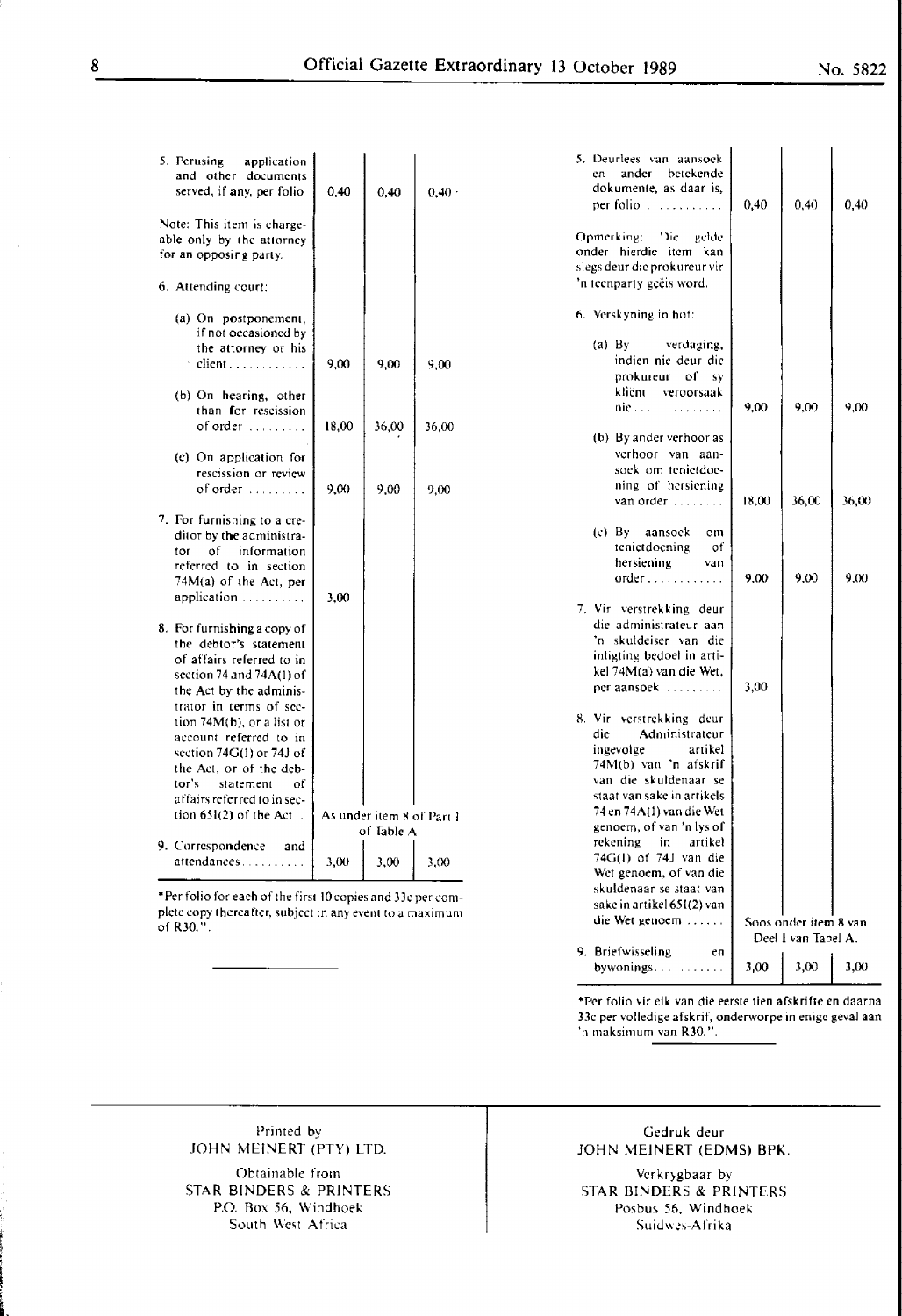| | | | |
|---|---|---|---|
| 5. Perusing application and other documents served, if any, per folio | 0,40 | 0,40 | 0,40 · |
| Note: This item is chargeable only by the attorney for an opposing party. | | | |
| 6. Attending court: | | | |
| (a) On postponement, if not occasioned by the attorney or his client | 9,00 | 9,00 | 9,00 |
| (b) On hearing, other than for rescission of order | 18,00 | 36,00 | 36,00 |
| (c) On application for rescission or review of order | 9,00 | 9,00 | 9,00 |
| 7. For furnishing to a creditor by the administrator of information referred to in section 74M(a) of the Act, per application | 3,00 | | |
| 8. For furnishing a copy of the debtor's statement of affairs referred to in section 74 and 74A(1) of the Act by the administrator in terms of section 74M(b), or a list or account referred to in section 74G(1) or 74J of the Act, or of the debtor's statement of affairs referred to in section 65I(2) of the Act | As under item 8 of Part I of Table A. | | |
| 9. Correspondence and attendances | 3,00 | 3,00 | 3,00 |

*Per folio for each of the first 10 copies and 33c per complete copy thereafter, subject in any event to a maximum of R30.".

| | | | |
|---|---|---|---|
| 5. Deurlees van aansoek en ander betekende dokumente, as daar is, per folio | 0,40 | 0,40 | 0,40 |
| Opmerking: Die gelde onder hierdie item kan slegs deur die prokureur vir 'n teenparty geëis word. | | | |
| 6. Verskyning in hof: | | | |
| (a) By verdaging, indien nie deur die prokureur of sy kliënt veroorsaak nie | 9,00 | 9,00 | 9,00 |
| (b) By ander verhoor as verhoor van aansoek om tenietdoening of hersiening van order | 18,00 | 36,00 | 36,00 |
| (c) By aansoek om tenietdoening of hersiening van order | 9,00 | 9,00 | 9,00 |
| 7. Vir verstrekking deur die administrateur aan 'n skuldeiser van die inligting bedoel in artikel 74M(a) van die Wet, per aansoek | 3,00 | | |
| 8. Vir verstrekking deur die Administrateur ingevolge artikel 74M(b) van 'n afskrif van die skuldenaar se staat van sake in artikels 74 en 74A(1) van die Wet genoem, of van 'n lys of rekening in artikel 74G(1) of 74J van die Wet genoem, of van die skuldenaar se staat van sake in artikel 65I(2) van die Wet genoem | Soos onder item 8 van Deel I van Tabel A. | | |
| 9. Briefwisseling en bywonings | 3,00 | 3,00 | 3,00 |

*Per folio vir elk van die eerste tien afskrifte en daarna 33c per volledige afskrif, onderworpe in enige geval aan 'n maksimum van R30.".

Printed by
JOHN MEINERT (PTY) LTD.

Obtainable from
STAR BINDERS & PRINTERS
P.O. Box 56, Windhoek
South West Africa

Gedruk deur
JOHN MEINERT (EDMS) BPK.

Verkrygbaar by
STAR BINDERS & PRINTERS
Posbus 56, Windhoek
Suidwes-Afrika